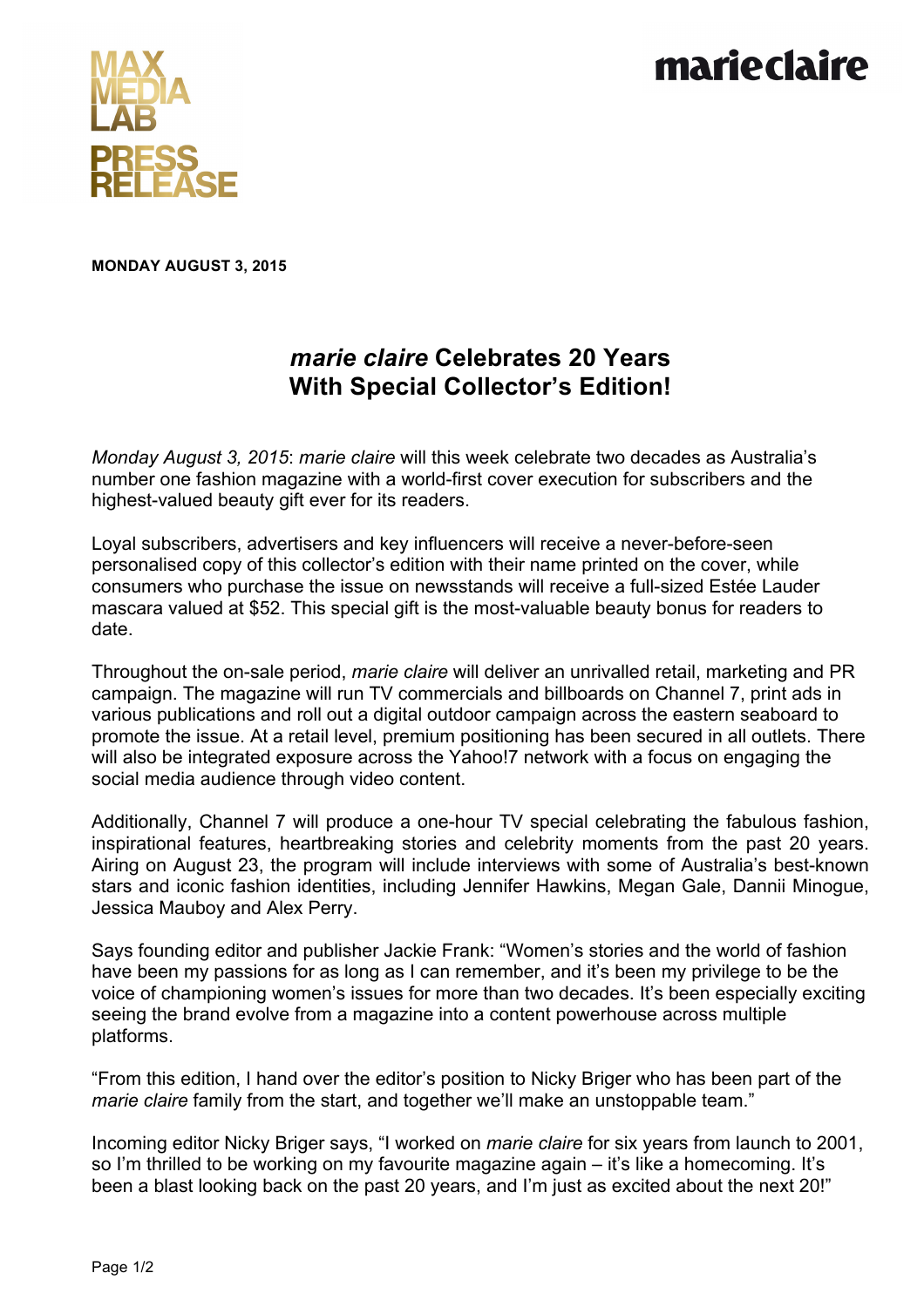MAX MEDIA LAB PRESS RELEASE

marie claire

**MONDAY AUGUST 3, 2015**

# *marie claire* Celebrates 20 Years With Special Collector's Edition!

*Monday August 3, 2015*: *marie claire* will this week celebrate two decades as Australia's number one fashion magazine with a world-first cover execution for subscribers and the highest-valued beauty gift ever for its readers.

Loyal subscribers, advertisers and key influencers will receive a never-before-seen personalised copy of this collector's edition with their name printed on the cover, while consumers who purchase the issue on newsstands will receive a full-sized Estée Lauder mascara valued at $52. This special gift is the most-valuable beauty bonus for readers to date.

Throughout the on-sale period, *marie claire* will deliver an unrivalled retail, marketing and PR campaign. The magazine will run TV commercials and billboards on Channel 7, print ads in various publications and roll out a digital outdoor campaign across the eastern seaboard to promote the issue. At a retail level, premium positioning has been secured in all outlets. There will also be integrated exposure across the Yahoo!7 network with a focus on engaging the social media audience through video content.

Additionally, Channel 7 will produce a one-hour TV special celebrating the fabulous fashion, inspirational features, heartbreaking stories and celebrity moments from the past 20 years. Airing on August 23, the program will include interviews with some of Australia's best-known stars and iconic fashion identities, including Jennifer Hawkins, Megan Gale, Dannii Minogue, Jessica Mauboy and Alex Perry.

Says founding editor and publisher Jackie Frank: "Women's stories and the world of fashion have been my passions for as long as I can remember, and it's been my privilege to be the voice of championing women's issues for more than two decades. It's been especially exciting seeing the brand evolve from a magazine into a content powerhouse across multiple platforms.

"From this edition, I hand over the editor's position to Nicky Briger who has been part of the *marie claire* family from the start, and together we'll make an unstoppable team."

Incoming editor Nicky Briger says, "I worked on *marie claire* for six years from launch to 2001, so I'm thrilled to be working on my favourite magazine again – it's like a homecoming. It's been a blast looking back on the past 20 years, and I'm just as excited about the next 20!"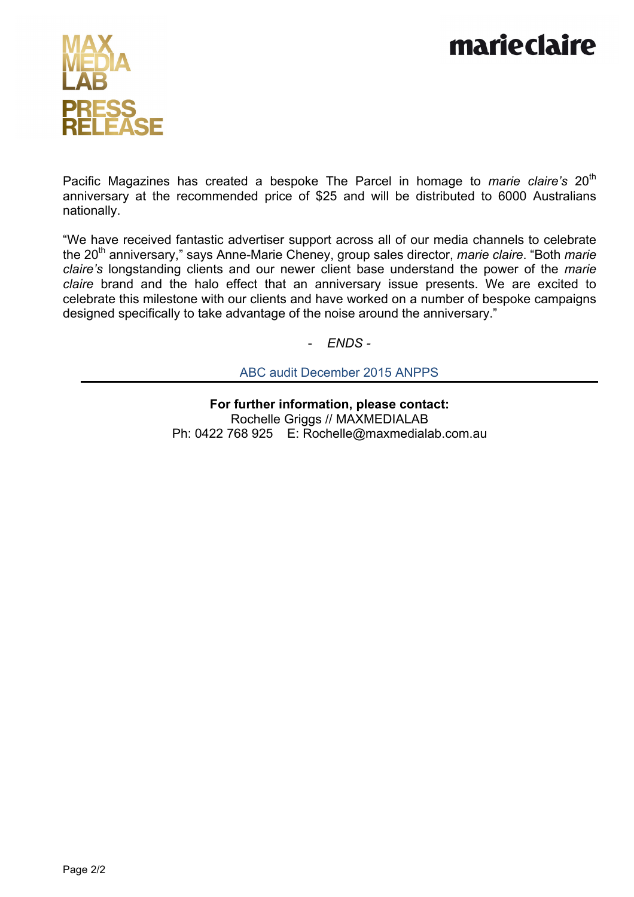MAX MEDIA LAB PRESS RELEASE

marie claire

Pacific Magazines has created a bespoke The Parcel in homage to *marie claire's* 20th anniversary at the recommended price of $25 and will be distributed to 6000 Australians nationally.

"We have received fantastic advertiser support across all of our media channels to celebrate the 20th anniversary," says Anne-Marie Cheney, group sales director, *marie claire*. "Both *marie claire's* longstanding clients and our newer client base understand the power of the *marie claire* brand and the halo effect that an anniversary issue presents. We are excited to celebrate this milestone with our clients and have worked on a number of bespoke campaigns designed specifically to take advantage of the noise around the anniversary."

\- *ENDS* -

ABC audit December 2015 ANPPS

---

**For further information, please contact:**
Rochelle Griggs // MAXMEDIALAB
Ph: 0422 768 925 E: Rochelle@maxmedialab.com.au